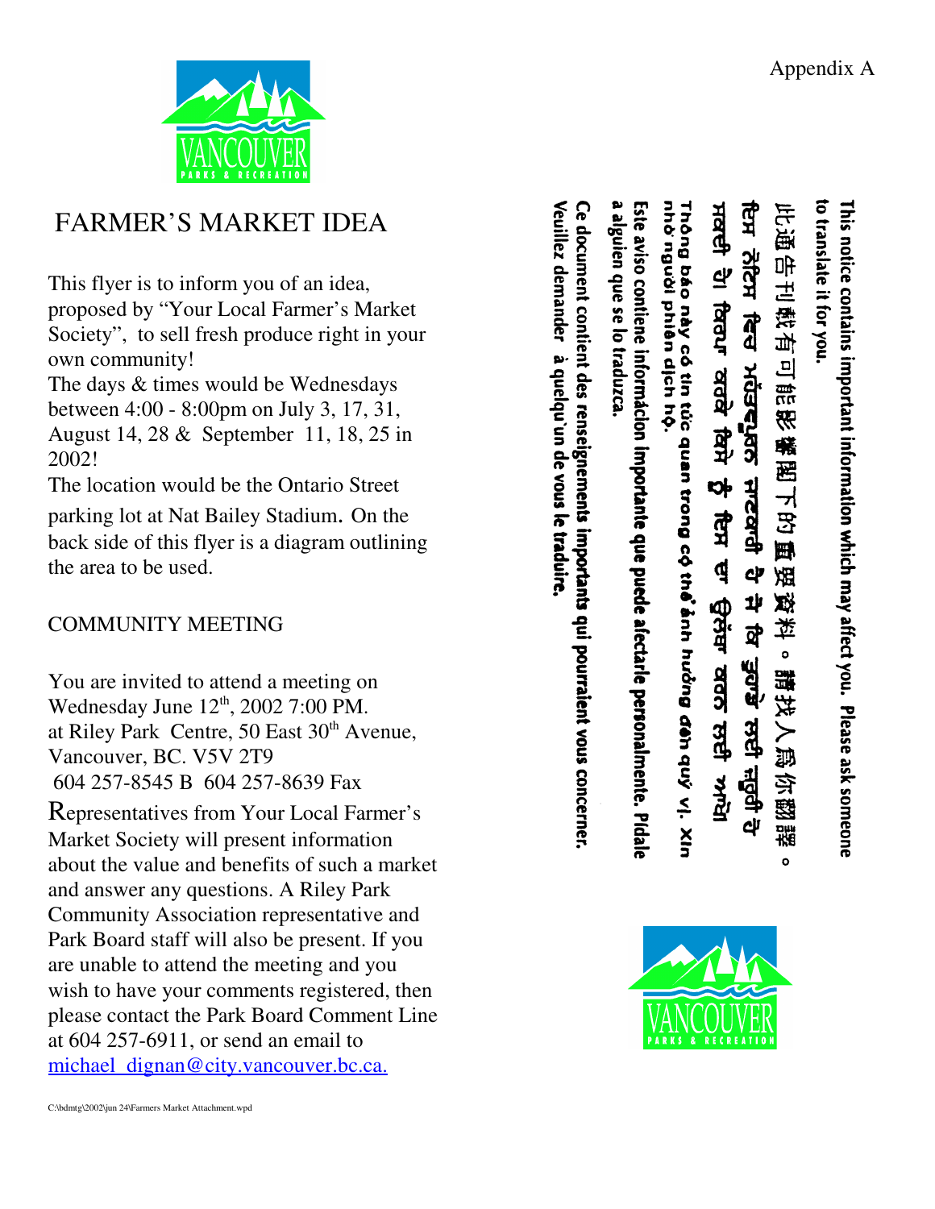Appendix A

# FARMER'S MARKET IDEA

This flyer is to inform you of an idea, proposed by "Your Local Farmer's Market Society", to sell fresh produce right in your own community!
The days & times would be Wednesdays between 4:00 - 8:00pm on July 3, 17, 31, August 14, 28 & September 11, 18, 25 in 2002!
The location would be the Ontario Street parking lot at Nat Bailey Stadium. On the back side of this flyer is a diagram outlining the area to be used.

## COMMUNITY MEETING

You are invited to attend a meeting on Wednesday June 12th, 2002 7:00 PM.
at Riley Park Centre, 50 East 30th Avenue, Vancouver, BC. V5V 2T9
604 257-8545 B 604 257-8639 Fax

Representatives from Your Local Farmer's Market Society will present information about the value and benefits of such a market and answer any questions. A Riley Park Community Association representative and Park Board staff will also be present. If you are unable to attend the meeting and you wish to have your comments registered, then please contact the Park Board Comment Line at 604 257-6911, or send an email to [michael_dignan@city.vancouver.bc.ca.](mailto:michael_dignan@city.vancouver.bc.ca)

**This notice contains important information which may affect you. Please ask someone to translate it for you.**

**此通告刊載有可能影響閣下的重要資料。請找人為你翻譯。**

**ਇਸ ਨੋਟਿਸ ਵਿਚ ਮਹੱਤਵਪੂਰਨ ਜਾਣਕਾਰੀ ਹੈ ਜੋ ਕਿ ਤੁਹਾਡੇ ਲਈ ਜ਼ਰੂਰੀ ਹੈ ਸਕਦੀ ਹੈ। ਕਿਰਪਾ ਕਰਕੇ ਕਿਸੇ ਤੋਂ ਇਸ ਦਾ ਉਲੱਥਾ ਕਰਨ ਲਈ ਆਖੋ।**

**Thông báo này có tin tức quan trọng có thể ảnh hưởng đến quý vị. Xin nhờ người phiên dịch hộ.**

**Este aviso contiene informácion importante que puede afectarle personalmente. Pídale a alguien que se lo traduzca.**

**Ce document contient des renseignements importants qui pourraient vous concerner. Veuillez demander à quelqu'un de vous le traduire.**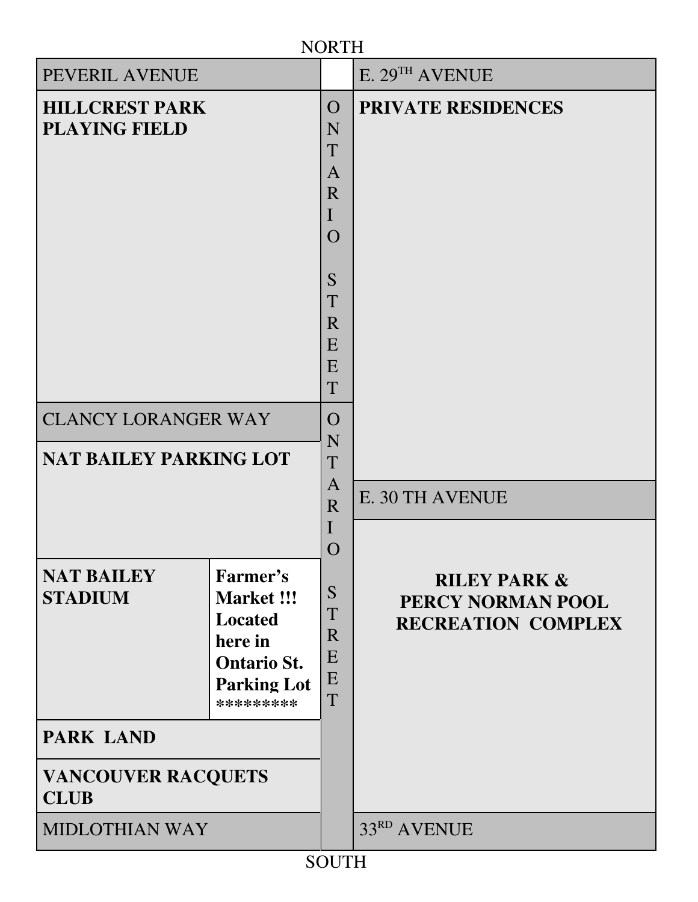NORTH

| | | |
|---|---|---|
| PEVERIL AVENUE | | E. 29TH AVENUE |
| **HILLCREST PARK PLAYING FIELD** | ONTARIO STREET | **PRIVATE RESIDENCES** |
| CLANCY LORANGER WAY | ONTARIO STREET | |
| **NAT BAILEY PARKING LOT** | | |
| | | E. 30 TH AVENUE |
| **NAT BAILEY STADIUM** / **Farmer's Market !!! Located here in Ontario St. Parking Lot** ******** | | **RILEY PARK & PERCY NORMAN POOL RECREATION COMPLEX** |
| **PARK LAND** | | |
| **VANCOUVER RACQUETS CLUB** | | |
| MIDLOTHIAN WAY | | 33RD AVENUE |

SOUTH